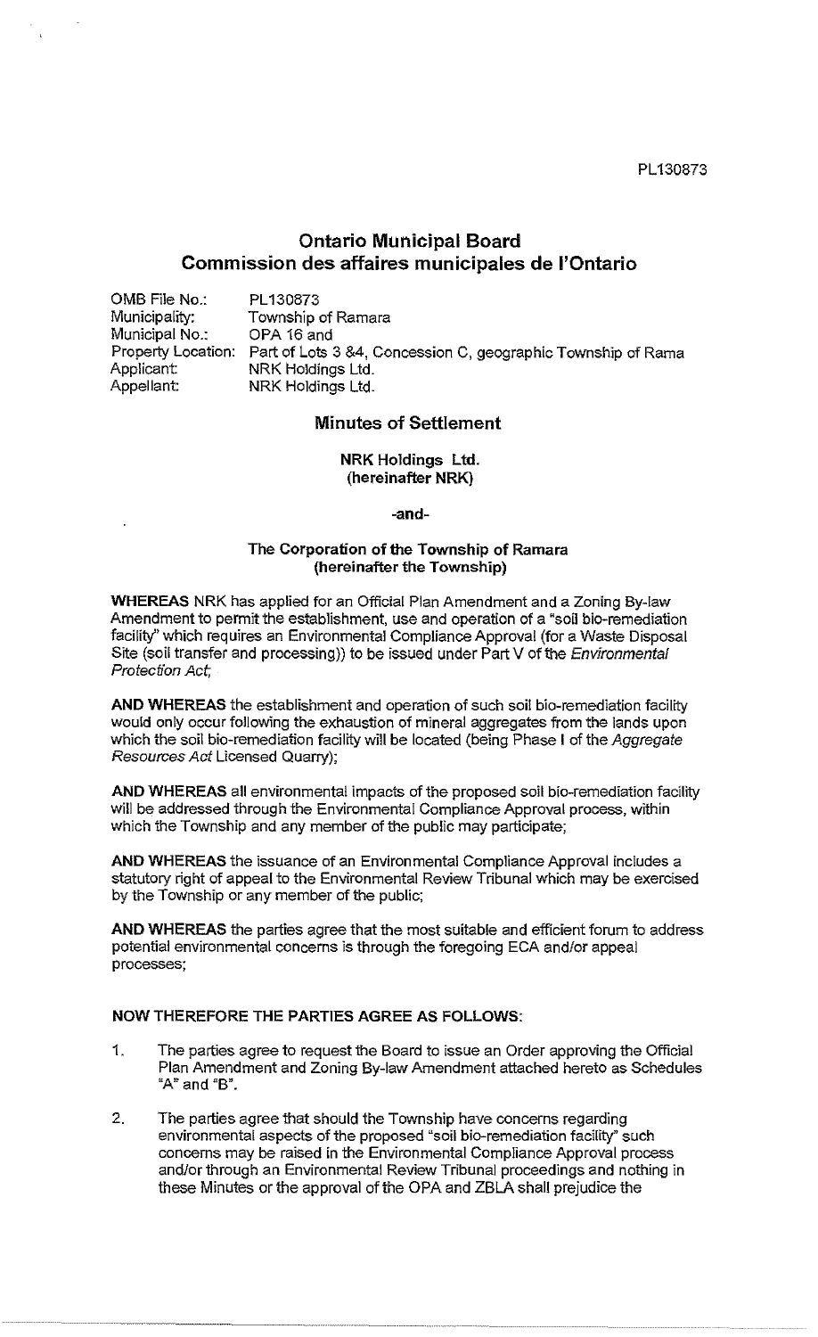PL130873

## Ontario Municipal Board
## Commission des affaires municipales de l'Ontario

| | |
|---|---|
| OMB File No.: | PL130873 |
| Municipality: | Township of Ramara |
| Municipal No.: | OPA 16 and |
| Property Location: | Part of Lots 3 &4, Concession C, geographic Township of Rama |
| Applicant: | NRK Holdings Ltd. |
| Appellant: | NRK Holdings Ltd. |

### Minutes of Settlement

**NRK Holdings Ltd.**
**(hereinafter NRK)**

**-and-**

**The Corporation of the Township of Ramara**
**(hereinafter the Township)**

**WHEREAS** NRK has applied for an Official Plan Amendment and a Zoning By-law Amendment to permit the establishment, use and operation of a "soil bio-remediation facility" which requires an Environmental Compliance Approval (for a Waste Disposal Site (soil transfer and processing)) to be issued under Part V of the *Environmental Protection Act*;

**AND WHEREAS** the establishment and operation of such soil bio-remediation facility would only occur following the exhaustion of mineral aggregates from the lands upon which the soil bio-remediation facility will be located (being Phase I of the *Aggregate Resources Act* Licensed Quarry);

**AND WHEREAS** all environmental impacts of the proposed soil bio-remediation facility will be addressed through the Environmental Compliance Approval process, within which the Township and any member of the public may participate;

**AND WHEREAS** the issuance of an Environmental Compliance Approval includes a statutory right of appeal to the Environmental Review Tribunal which may be exercised by the Township or any member of the public;

**AND WHEREAS** the parties agree that the most suitable and efficient forum to address potential environmental concerns is through the foregoing ECA and/or appeal processes;

**NOW THEREFORE THE PARTIES AGREE AS FOLLOWS:**

1. The parties agree to request the Board to issue an Order approving the Official Plan Amendment and Zoning By-law Amendment attached hereto as Schedules "A" and "B".

2. The parties agree that should the Township have concerns regarding environmental aspects of the proposed "soil bio-remediation facility" such concerns may be raised in the Environmental Compliance Approval process and/or through an Environmental Review Tribunal proceedings and nothing in these Minutes or the approval of the OPA and ZBLA shall prejudice the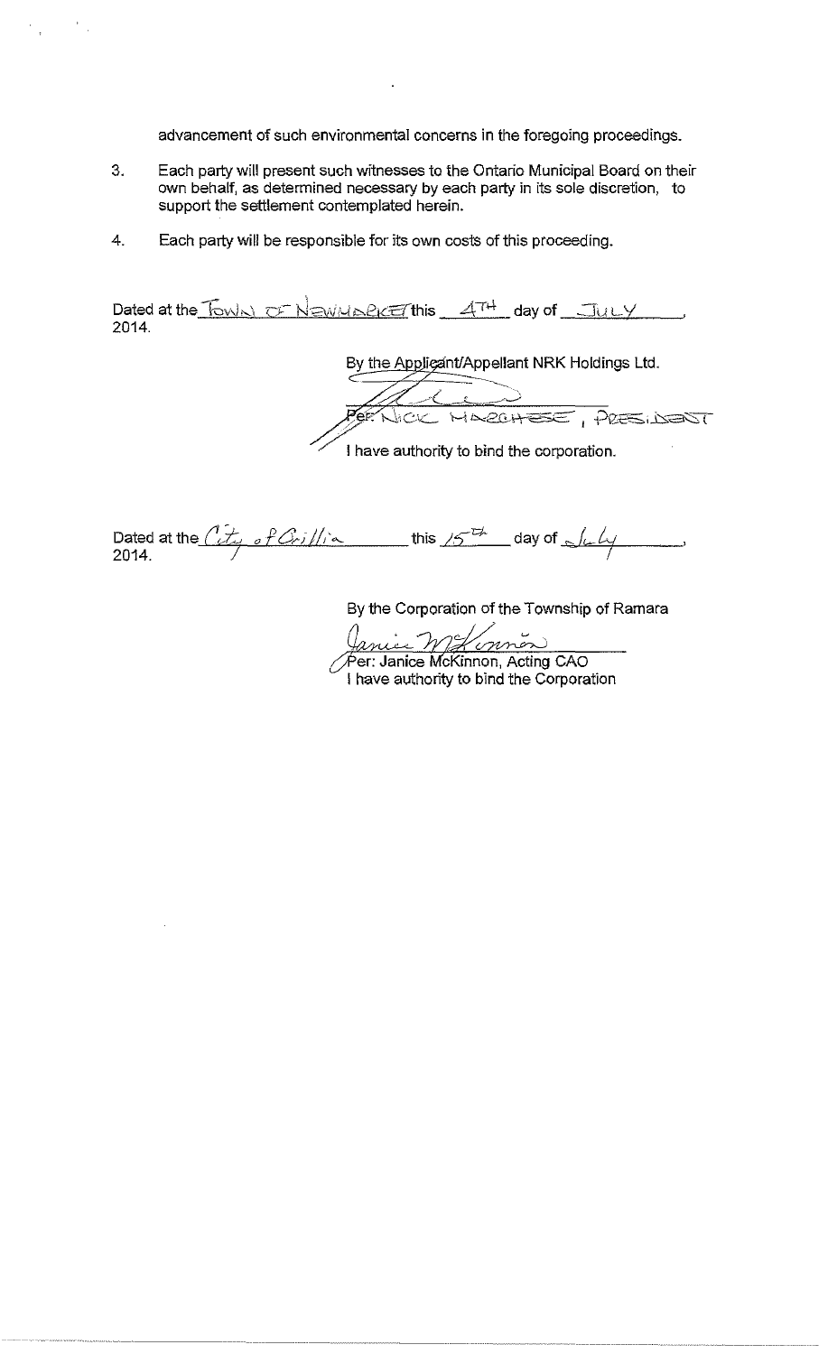advancement of such environmental concerns in the foregoing proceedings.

3. Each party will present such witnesses to the Ontario Municipal Board on their own behalf, as determined necessary by each party in its sole discretion, to support the settlement contemplated herein.

4. Each party will be responsible for its own costs of this proceeding.

Dated at the Town of Newmarket this 4TH day of July, 2014.

By the Applicant/Appellant NRK Holdings Ltd.

Per: Nick Marchese, President

I have authority to bind the corporation.

Dated at the City of Orillia this 15th day of July, 2014.

By the Corporation of the Township of Ramara

Per: Janice McKinnon, Acting CAO

I have authority to bind the Corporation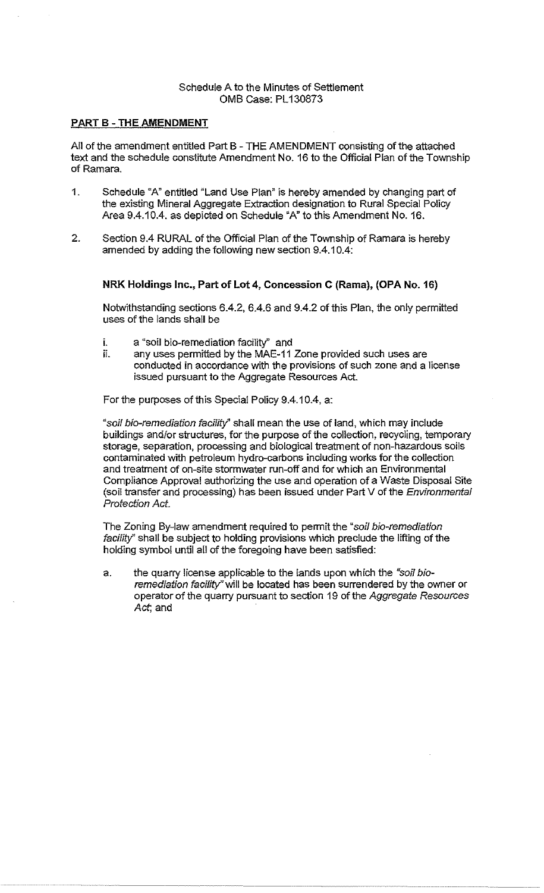Schedule A to the Minutes of Settlement
OMB Case: PL130873

**PART B - THE AMENDMENT**

All of the amendment entitled Part B - THE AMENDMENT consisting of the attached text and the schedule constitute Amendment No. 16 to the Official Plan of the Township of Ramara.

1. Schedule "A" entitled "Land Use Plan" is hereby amended by changing part of the existing Mineral Aggregate Extraction designation to Rural Special Policy Area 9.4.10.4. as depicted on Schedule "A" to this Amendment No. 16.

2. Section 9.4 RURAL of the Official Plan of the Township of Ramara is hereby amended by adding the following new section 9.4.10.4:

**NRK Holdings Inc., Part of Lot 4, Concession C (Rama), (OPA No. 16)**

Notwithstanding sections 6.4.2, 6.4.6 and 9.4.2 of this Plan, the only permitted uses of the lands shall be

i. a "soil bio-remediation facility" and
ii. any uses permitted by the MAE-11 Zone provided such uses are conducted in accordance with the provisions of such zone and a license issued pursuant to the Aggregate Resources Act.

For the purposes of this Special Policy 9.4.10.4, a:

"*soil bio-remediation facility*" shall mean the use of land, which may include buildings and/or structures, for the purpose of the collection, recycling, temporary storage, separation, processing and biological treatment of non-hazardous soils contaminated with petroleum hydro-carbons including works for the collection and treatment of on-site stormwater run-off and for which an Environmental Compliance Approval authorizing the use and operation of a Waste Disposal Site (soil transfer and processing) has been issued under Part V of the *Environmental Protection Act.*

The Zoning By-law amendment required to permit the "*soil bio-remediation facility*" shall be subject to holding provisions which preclude the lifting of the holding symbol until all of the foregoing have been satisfied:

a. the quarry license applicable to the lands upon which the "*soil bio-remediation facility*" will be located has been surrendered by the owner or operator of the quarry pursuant to section 19 of the *Aggregate Resources Act*; and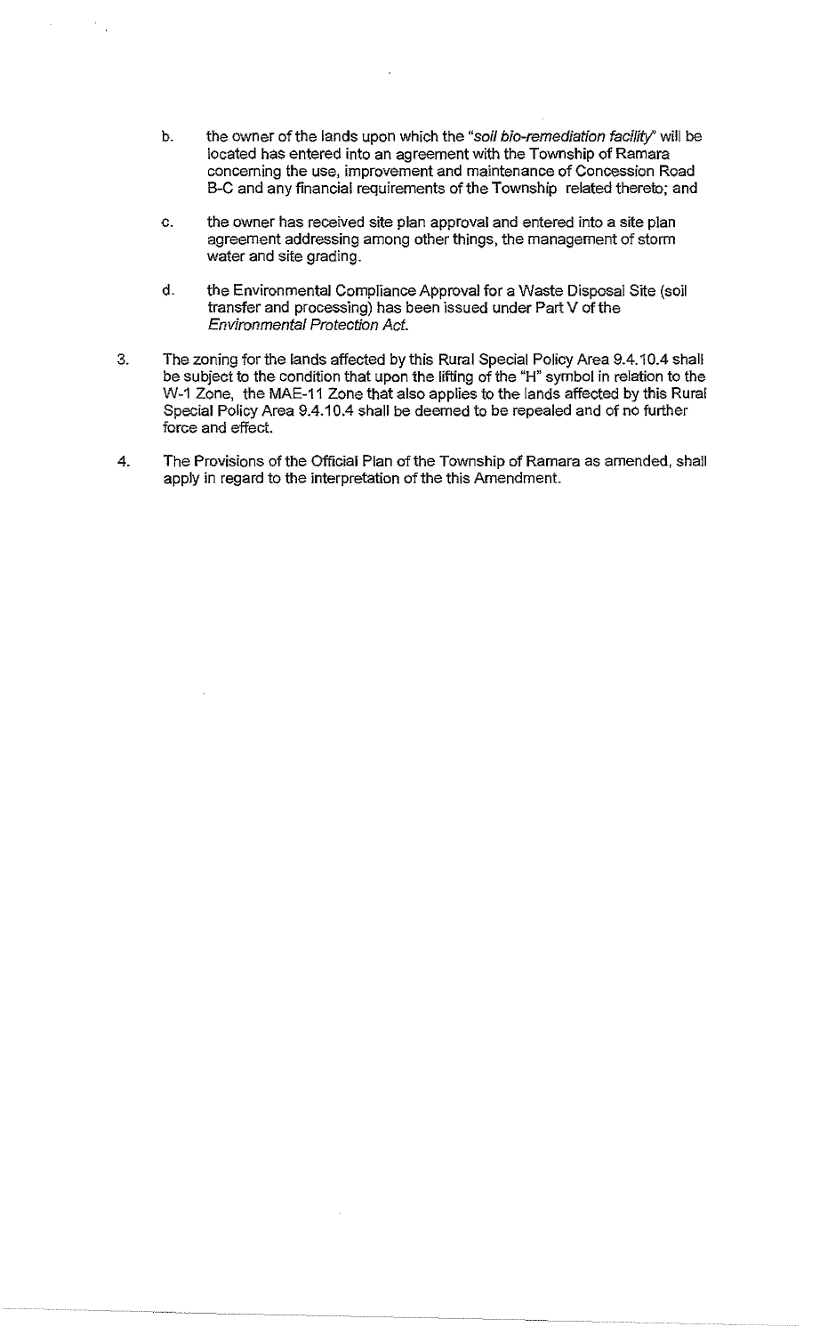b. the owner of the lands upon which the *"soil bio-remediation facility"* will be located has entered into an agreement with the Township of Ramara concerning the use, improvement and maintenance of Concession Road B-C and any financial requirements of the Township related thereto; and

c. the owner has received site plan approval and entered into a site plan agreement addressing among other things, the management of storm water and site grading.

d. the Environmental Compliance Approval for a Waste Disposal Site (soil transfer and processing) has been issued under Part V of the *Environmental Protection Act*.

3. The zoning for the lands affected by this Rural Special Policy Area 9.4.10.4 shall be subject to the condition that upon the lifting of the "H" symbol in relation to the W-1 Zone, the MAE-11 Zone that also applies to the lands affected by this Rural Special Policy Area 9.4.10.4 shall be deemed to be repealed and of no further force and effect.

4. The Provisions of the Official Plan of the Township of Ramara as amended, shall apply in regard to the interpretation of the this Amendment.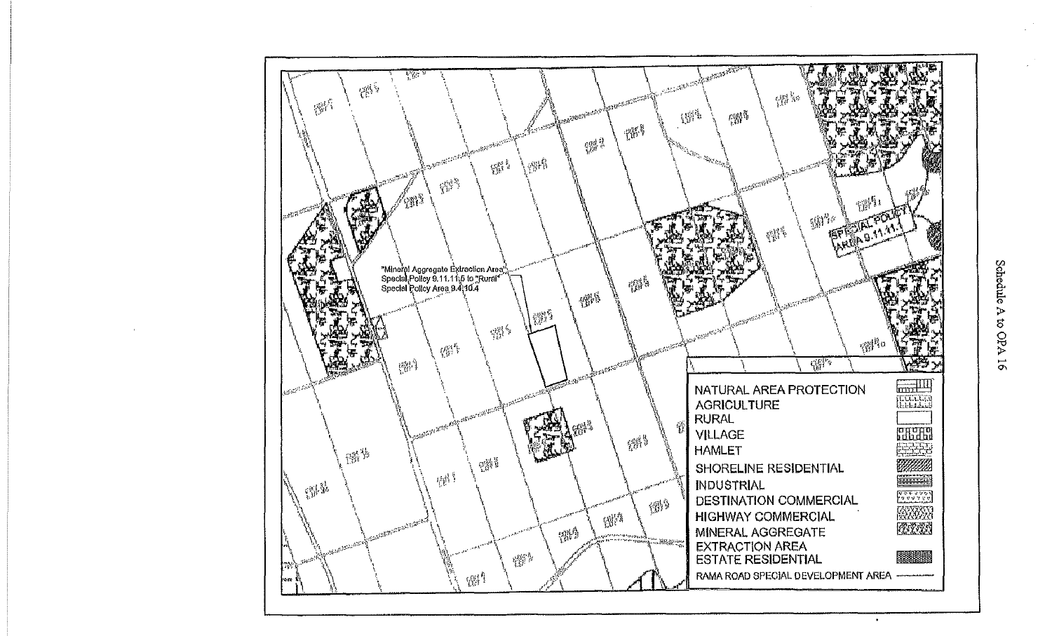"Mineral Aggregate Extraction Area" Special Policy 9.11.11.5 to "Rural" Special Policy Area 9.4.10.4

SPECIAL POLICY AREA 9.11.11.1

NATURAL AREA PROTECTION
AGRICULTURE
RURAL
VILLAGE
HAMLET
SHORELINE RESIDENTIAL
INDUSTRIAL
DESTINATION COMMERCIAL
HIGHWAY COMMERCIAL
MINERAL AGGREGATE EXTRACTION AREA
ESTATE RESIDENTIAL
RAMA ROAD SPECIAL DEVELOPMENT AREA

Schedule A to OPA 16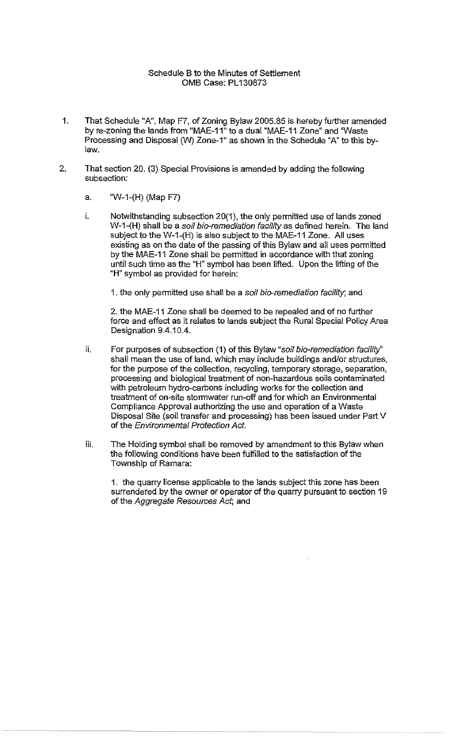Schedule B to the Minutes of Settlement
OMB Case: PL130873

1. That Schedule "A", Map F7, of Zoning Bylaw 2005.85 is hereby further amended by re-zoning the lands from "MAE-11" to a dual "MAE-11 Zone" and "Waste Processing and Disposal (W) Zone-1" as shown in the Schedule "A" to this by-law.

2. That section 20. (3) Special Provisions is amended by adding the following subsection:

   a. "W-1-(H) (Map F7)

   i. Notwithstanding subsection 20(1), the only permitted use of lands zoned W-1-(H) shall be a *soil bio-remediation facility* as defined herein. The land subject to the W-1-(H) is also subject to the MAE-11 Zone. All uses existing as on the date of the passing of this Bylaw and all uses permitted by the MAE-11 Zone shall be permitted in accordance with that zoning until such time as the "H" symbol has been lifted. Upon the lifting of the "H" symbol as provided for herein:

      1. the only permitted use shall be a *soil bio-remediation facility*; and

      2. the MAE-11 Zone shall be deemed to be repealed and of no further force and effect as it relates to lands subject the Rural Special Policy Area Designation 9.4.10.4.

   ii. For purposes of subsection (1) of this Bylaw "*soil bio-remediation facility*" shall mean the use of land, which may include buildings and/or structures, for the purpose of the collection, recycling, temporary storage, separation, processing and biological treatment of non-hazardous soils contaminated with petroleum hydro-carbons including works for the collection and treatment of on-site stormwater run-off and for which an Environmental Compliance Approval authorizing the use and operation of a Waste Disposal Site (soil transfer and processing) has been issued under Part V of the *Environmental Protection Act*.

   iii. The Holding symbol shall be removed by amendment to this Bylaw when the following conditions have been fulfilled to the satisfaction of the Township of Ramara:

      1. the quarry license applicable to the lands subject this zone has been surrendered by the owner or operator of the quarry pursuant to section 19 of the *Aggregate Resources Act*; and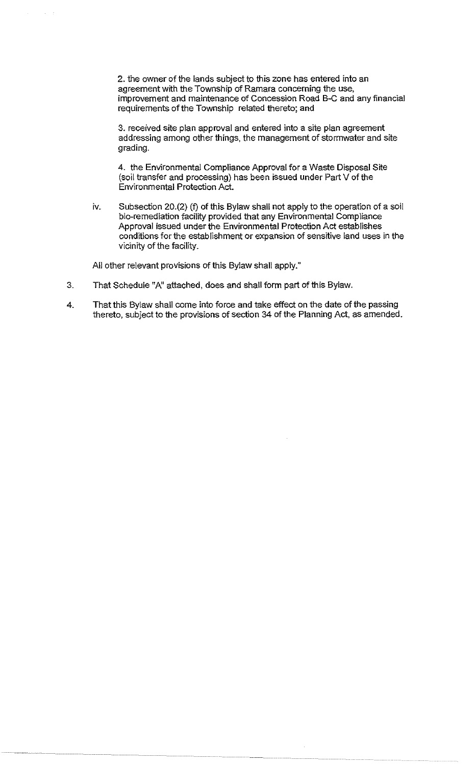2. the owner of the lands subject to this zone has entered into an agreement with the Township of Ramara concerning the use, improvement and maintenance of Concession Road B-C and any financial requirements of the Township related thereto; and

3. received site plan approval and entered into a site plan agreement addressing among other things, the management of stormwater and site grading.

4. the Environmental Compliance Approval for a Waste Disposal Site (soil transfer and processing) has been issued under Part V of the Environmental Protection Act.

iv. Subsection 20.(2) (f) of this Bylaw shall not apply to the operation of a soil bio-remediation facility provided that any Environmental Compliance Approval issued under the Environmental Protection Act establishes conditions for the establishment or expansion of sensitive land uses in the vicinity of the facility.

All other relevant provisions of this Bylaw shall apply."

3. That Schedule "A" attached, does and shall form part of this Bylaw.

4. That this Bylaw shall come into force and take effect on the date of the passing thereto, subject to the provisions of section 34 of the Planning Act, as amended.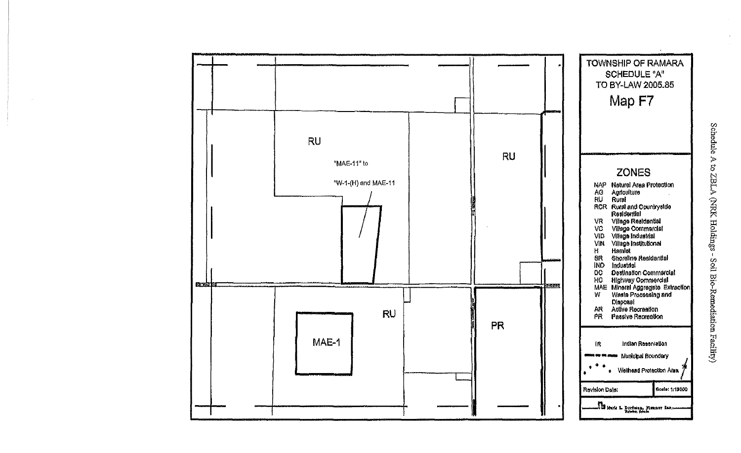TOWNSHIP OF RAMARA
SCHEDULE "A"
TO BY-LAW 2005.85

# Map F7

RU

"MAE-11" to

"W-1-(H) and MAE-11

RU

RU

MAE-1

PR

## ZONES

NAP Natural Area Protection
AG Agriculture
RU Rural
RCR Rural and Countryside Residential
VR Village Residential
VC Village Commercial
VID Village Industrial
VIN Village Institutional
H Hamlet
SR Shoreline Residential
IND Industrial
DC Destination Commercial
HC Highway Commercial
MAE Mineral Aggregate Extraction
W Waste Processing and Disposal
AR Active Recreation
PR Passive Recreation

IR Indian Reservation

Municipal Boundary

Wellhead Protection Area

Revision Date:

Scale: 1:12000

Schedule A to ZBLA (NRK Holdings - Soil Bio-Remediation Facility)